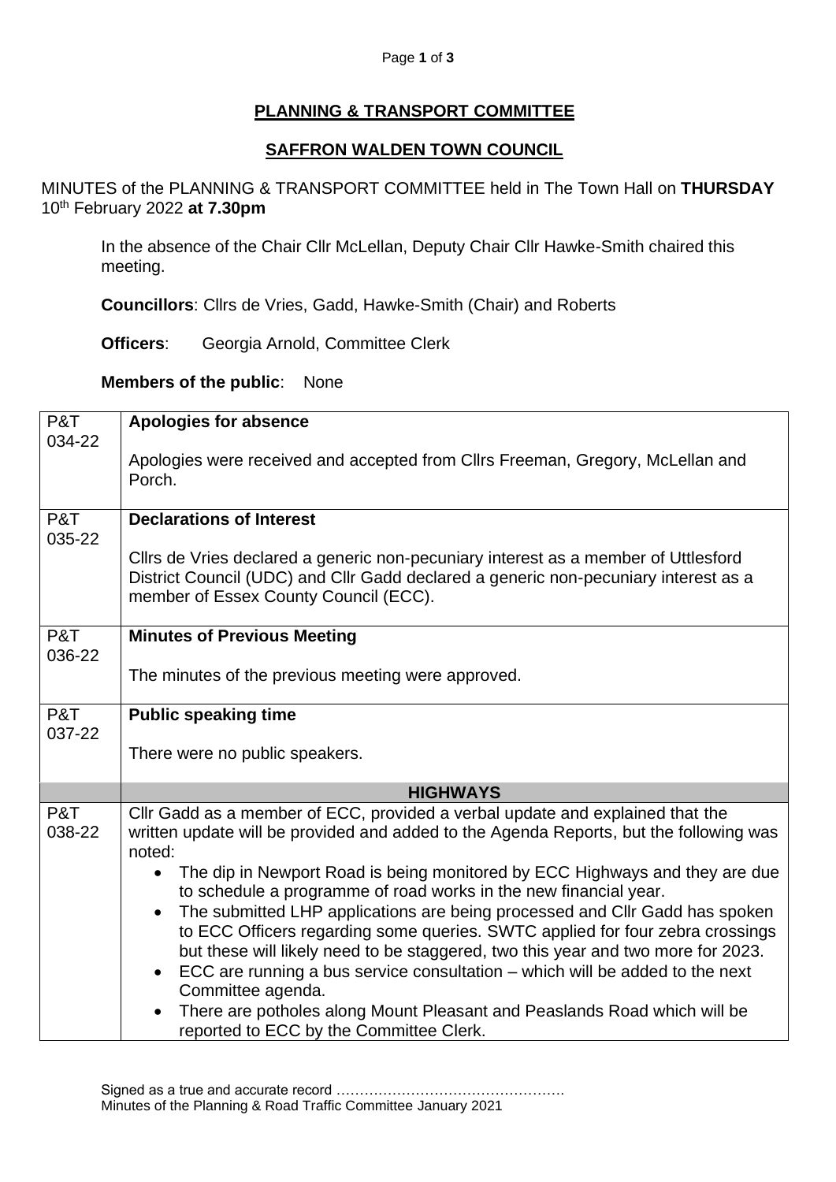## PLANNING & TRANSPORT COMMITTEE

## SAFFRON WALDEN TOWN COUNCIL

MINUTES of the PLANNING & TRANSPORT COMMITTEE held in The Town Hall on **THURSDAY** 10th February 2022 **at 7.30pm**

In the absence of the Chair Cllr McLellan, Deputy Chair Cllr Hawke-Smith chaired this meeting.

**Councillors**: Cllrs de Vries, Gadd, Hawke-Smith (Chair) and Roberts

**Officers**: Georgia Arnold, Committee Clerk

**Members of the public**: None

| | |
|---|---|
| P&T 034-22 | **Apologies for absence**<br><br>Apologies were received and accepted from Cllrs Freeman, Gregory, McLellan and Porch. |
| P&T 035-22 | **Declarations of Interest**<br><br>Cllrs de Vries declared a generic non-pecuniary interest as a member of Uttlesford District Council (UDC) and Cllr Gadd declared a generic non-pecuniary interest as a member of Essex County Council (ECC). |
| P&T 036-22 | **Minutes of Previous Meeting**<br><br>The minutes of the previous meeting were approved. |
| P&T 037-22 | **Public speaking time**<br><br>There were no public speakers. |
| | **HIGHWAYS** |
| P&T 038-22 | Cllr Gadd as a member of ECC, provided a verbal update and explained that the written update will be provided and added to the Agenda Reports, but the following was noted:<br>• The dip in Newport Road is being monitored by ECC Highways and they are due to schedule a programme of road works in the new financial year.<br>• The submitted LHP applications are being processed and Cllr Gadd has spoken to ECC Officers regarding some queries. SWTC applied for four zebra crossings but these will likely need to be staggered, two this year and two more for 2023.<br>• ECC are running a bus service consultation – which will be added to the next Committee agenda.<br>• There are potholes along Mount Pleasant and Peaslands Road which will be reported to ECC by the Committee Clerk. |

Signed as a true and accurate record ………………………………………….
Minutes of the Planning & Road Traffic Committee January 2021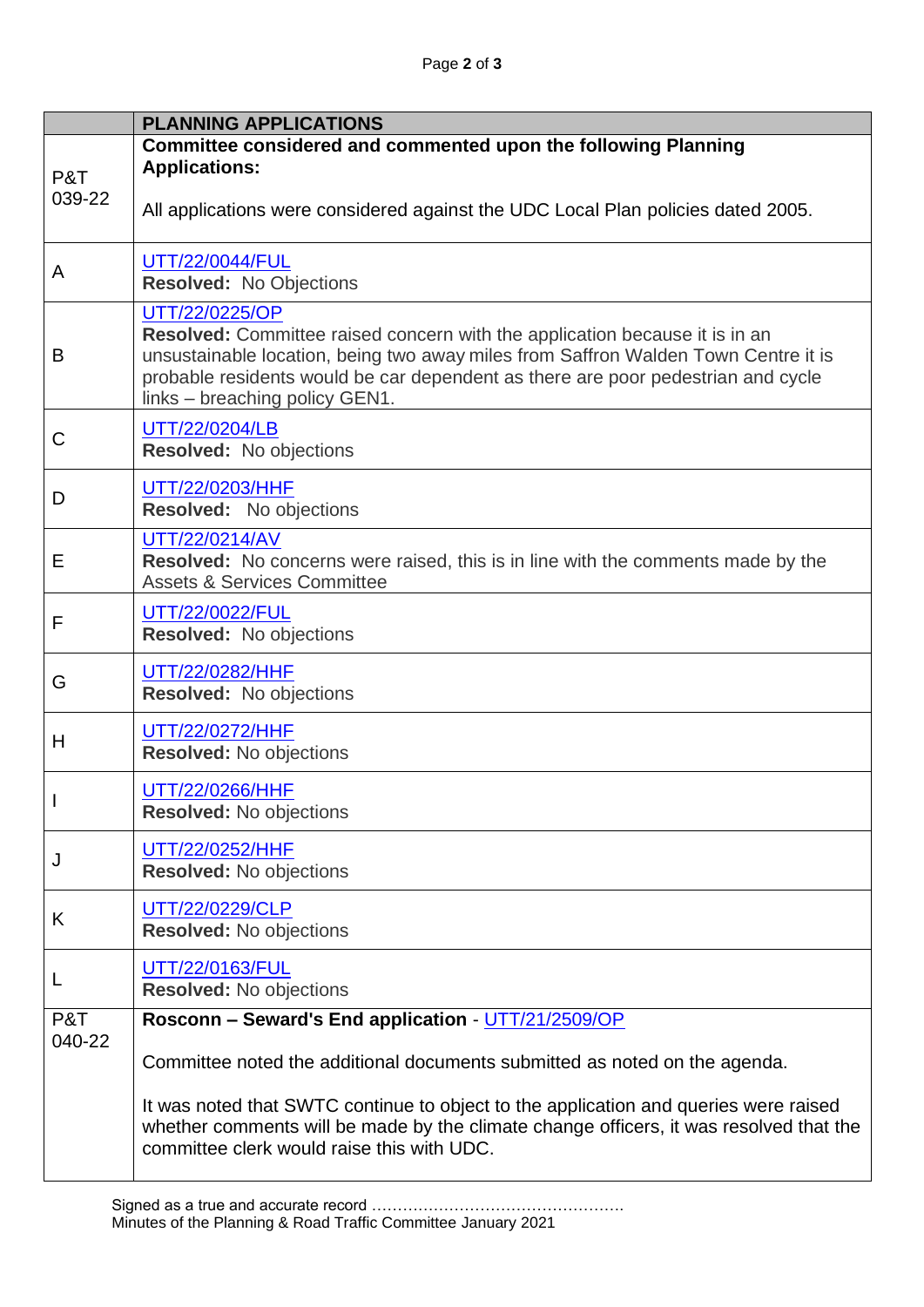| | PLANNING APPLICATIONS |
|---|---|
| P&T 039-22 | **Committee considered and commented upon the following Planning Applications:**<br><br>All applications were considered against the UDC Local Plan policies dated 2005. |
| A | UTT/22/0044/FUL<br>**Resolved:** No Objections |
| B | UTT/22/0225/OP<br>**Resolved:** Committee raised concern with the application because it is in an unsustainable location, being two away miles from Saffron Walden Town Centre it is probable residents would be car dependent as there are poor pedestrian and cycle links – breaching policy GEN1. |
| C | UTT/22/0204/LB<br>**Resolved:** No objections |
| D | UTT/22/0203/HHF<br>**Resolved:** No objections |
| E | UTT/22/0214/AV<br>**Resolved:** No concerns were raised, this is in line with the comments made by the Assets & Services Committee |
| F | UTT/22/0022/FUL<br>**Resolved:** No objections |
| G | UTT/22/0282/HHF<br>**Resolved:** No objections |
| H | UTT/22/0272/HHF<br>**Resolved:** No objections |
| I | UTT/22/0266/HHF<br>**Resolved:** No objections |
| J | UTT/22/0252/HHF<br>**Resolved:** No objections |
| K | UTT/22/0229/CLP<br>**Resolved:** No objections |
| L | UTT/22/0163/FUL<br>**Resolved:** No objections |
| P&T 040-22 | **Rosconn – Seward's End application** - UTT/21/2509/OP<br><br>Committee noted the additional documents submitted as noted on the agenda.<br><br>It was noted that SWTC continue to object to the application and queries were raised whether comments will be made by the climate change officers, it was resolved that the committee clerk would raise this with UDC. |

Signed as a true and accurate record ………………………………………….
Minutes of the Planning & Road Traffic Committee January 2021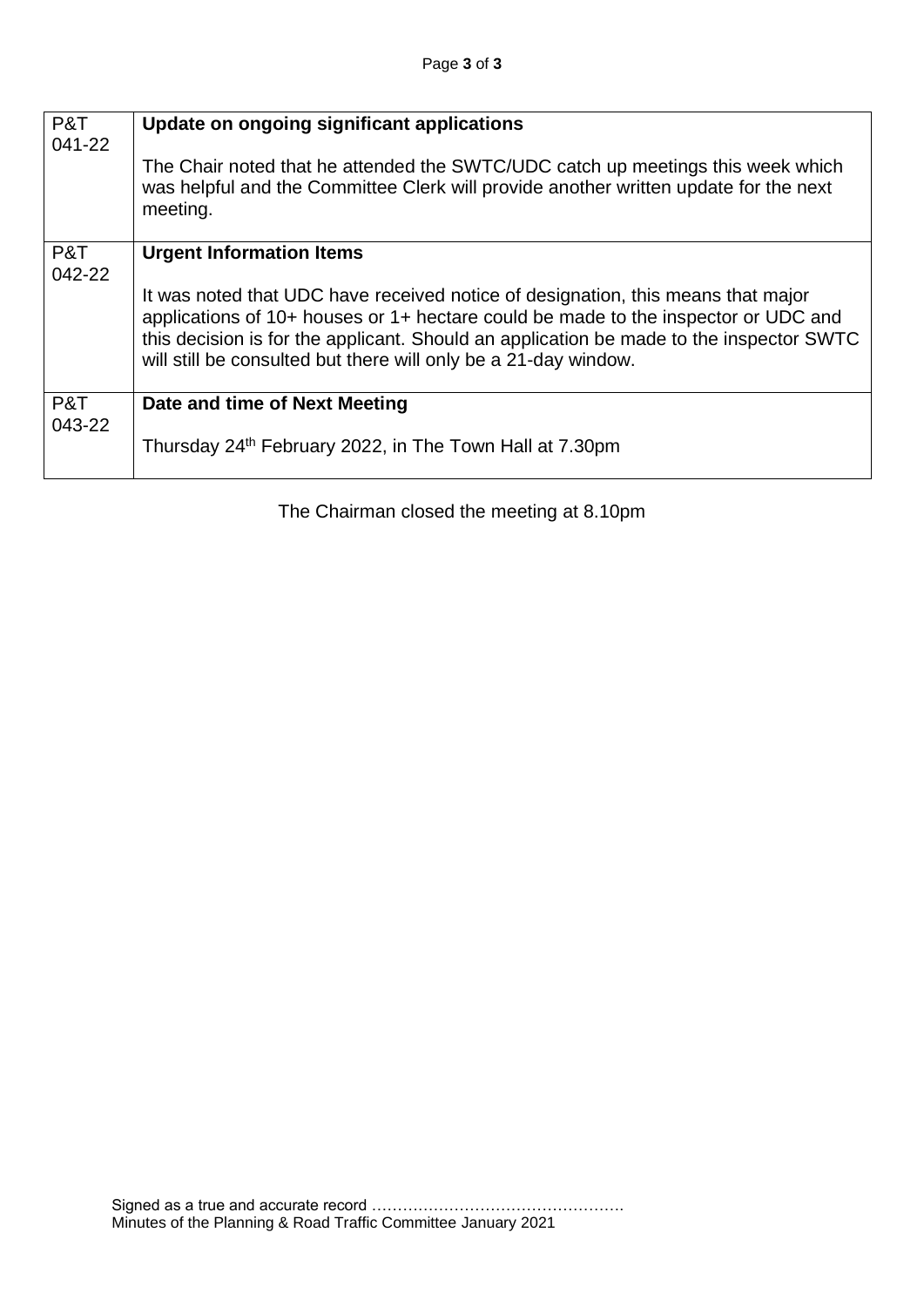| | |
|---|---|
| P&T 041-22 | **Update on ongoing significant applications**<br><br>The Chair noted that he attended the SWTC/UDC catch up meetings this week which was helpful and the Committee Clerk will provide another written update for the next meeting. |
| P&T 042-22 | **Urgent Information Items**<br><br>It was noted that UDC have received notice of designation, this means that major applications of 10+ houses or 1+ hectare could be made to the inspector or UDC and this decision is for the applicant. Should an application be made to the inspector SWTC will still be consulted but there will only be a 21-day window. |
| P&T 043-22 | **Date and time of Next Meeting**<br><br>Thursday 24th February 2022, in The Town Hall at 7.30pm |

The Chairman closed the meeting at 8.10pm

Signed as a true and accurate record ………………………………………….

Minutes of the Planning & Road Traffic Committee January 2021